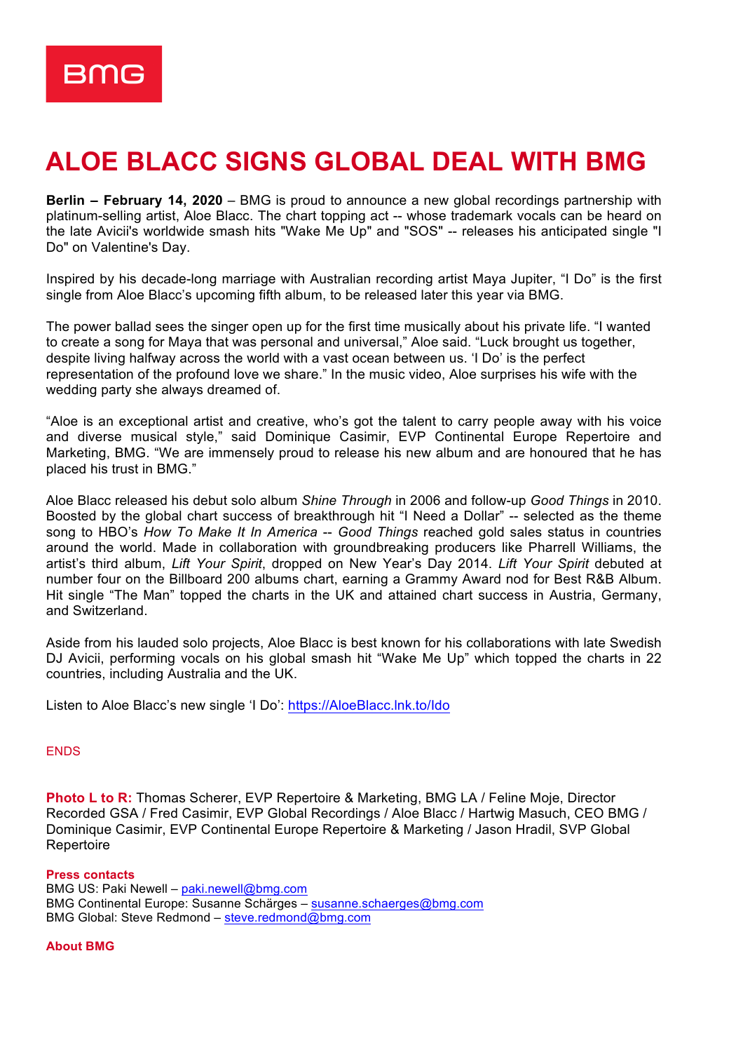BMG

# ALOE BLACC SIGNS GLOBAL DEAL WITH BMG

**Berlin – February 14, 2020** – BMG is proud to announce a new global recordings partnership with platinum-selling artist, Aloe Blacc. The chart topping act -- whose trademark vocals can be heard on the late Avicii's worldwide smash hits "Wake Me Up" and "SOS" -- releases his anticipated single "I Do" on Valentine's Day.

Inspired by his decade-long marriage with Australian recording artist Maya Jupiter, "I Do" is the first single from Aloe Blacc's upcoming fifth album, to be released later this year via BMG.

The power ballad sees the singer open up for the first time musically about his private life. "I wanted to create a song for Maya that was personal and universal," Aloe said. "Luck brought us together, despite living halfway across the world with a vast ocean between us. 'I Do' is the perfect representation of the profound love we share." In the music video, Aloe surprises his wife with the wedding party she always dreamed of.

"Aloe is an exceptional artist and creative, who's got the talent to carry people away with his voice and diverse musical style," said Dominique Casimir, EVP Continental Europe Repertoire and Marketing, BMG. "We are immensely proud to release his new album and are honoured that he has placed his trust in BMG."

Aloe Blacc released his debut solo album *Shine Through* in 2006 and follow-up *Good Things* in 2010. Boosted by the global chart success of breakthrough hit "I Need a Dollar" -- selected as the theme song to HBO's *How To Make It In America* -- *Good Things* reached gold sales status in countries around the world. Made in collaboration with groundbreaking producers like Pharrell Williams, the artist's third album, *Lift Your Spirit*, dropped on New Year's Day 2014. *Lift Your Spirit* debuted at number four on the Billboard 200 albums chart, earning a Grammy Award nod for Best R&B Album. Hit single "The Man" topped the charts in the UK and attained chart success in Austria, Germany, and Switzerland.

Aside from his lauded solo projects, Aloe Blacc is best known for his collaborations with late Swedish DJ Avicii, performing vocals on his global smash hit "Wake Me Up" which topped the charts in 22 countries, including Australia and the UK.

Listen to Aloe Blacc's new single 'I Do': [https://AloeBlacc.lnk.to/Ido](https://AloeBlacc.lnk.to/Ido)

ENDS

**Photo L to R:** Thomas Scherer, EVP Repertoire & Marketing, BMG LA / Feline Moje, Director Recorded GSA / Fred Casimir, EVP Global Recordings / Aloe Blacc / Hartwig Masuch, CEO BMG / Dominique Casimir, EVP Continental Europe Repertoire & Marketing / Jason Hradil, SVP Global Repertoire

**Press contacts**
BMG US: Paki Newell – paki.newell@bmg.com
BMG Continental Europe: Susanne Schärges – susanne.schaerges@bmg.com
BMG Global: Steve Redmond – steve.redmond@bmg.com

**About BMG**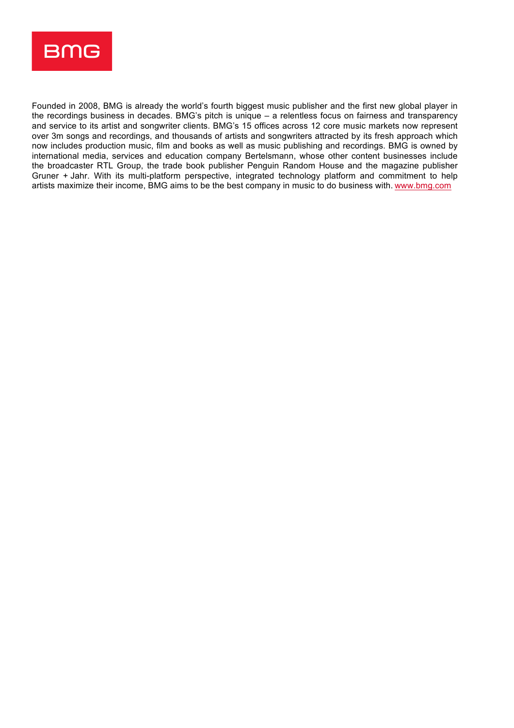BMG

Founded in 2008, BMG is already the world's fourth biggest music publisher and the first new global player in the recordings business in decades. BMG's pitch is unique – a relentless focus on fairness and transparency and service to its artist and songwriter clients. BMG's 15 offices across 12 core music markets now represent over 3m songs and recordings, and thousands of artists and songwriters attracted by its fresh approach which now includes production music, film and books as well as music publishing and recordings. BMG is owned by international media, services and education company Bertelsmann, whose other content businesses include the broadcaster RTL Group, the trade book publisher Penguin Random House and the magazine publisher Gruner + Jahr. With its multi-platform perspective, integrated technology platform and commitment to help artists maximize their income, BMG aims to be the best company in music to do business with. www.bmg.com